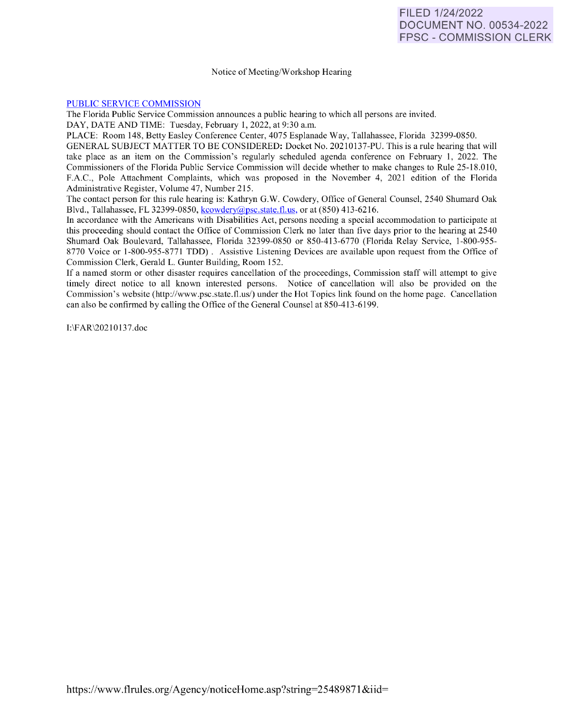FILED 1/24/2022
DOCUMENT NO. 00534-2022
FPSC - COMMISSION CLERK

Notice of Meeting/Workshop Hearing

PUBLIC SERVICE COMMISSION

The Florida Public Service Commission announces a public hearing to which all persons are invited.

DAY, DATE AND TIME: Tuesday, February 1, 2022, at 9:30 a.m.

PLACE: Room 148, Betty Easley Conference Center, 4075 Esplanade Way, Tallahassee, Florida 32399-0850.

GENERAL SUBJECT MATTER TO BE CONSIDERED**:** Docket No. 20210137-PU. This is a rule hearing that will take place as an item on the Commission's regularly scheduled agenda conference on February 1, 2022. The Commissioners of the Florida Public Service Commission will decide whether to make changes to Rule 25-18.010, F.A.C., Pole Attachment Complaints, which was proposed in the November 4, 2021 edition of the Florida Administrative Register, Volume 47, Number 215.

The contact person for this rule hearing is: Kathryn G.W. Cowdery, Office of General Counsel, 2540 Shumard Oak Blvd., Tallahassee, FL 32399-0850, kcowdery@psc.state.fl.us, or at (850) 413-6216.

In accordance with the Americans with Disabilities Act, persons needing a special accommodation to participate at this proceeding should contact the Office of Commission Clerk no later than five days prior to the hearing at 2540 Shumard Oak Boulevard, Tallahassee, Florida 32399-0850 or 850-413-6770 (Florida Relay Service, 1-800-955-8770 Voice or 1-800-955-8771 TDD) . Assistive Listening Devices are available upon request from the Office of Commission Clerk, Gerald L. Gunter Building, Room 152.

If a named storm or other disaster requires cancellation of the proceedings, Commission staff will attempt to give timely direct notice to all known interested persons. Notice of cancellation will also be provided on the Commission's website (http://www.psc.state.fl.us/) under the Hot Topics link found on the home page. Cancellation can also be confirmed by calling the Office of the General Counsel at 850-413-6199.

I:\FAR\20210137.doc

https://www.flrules.org/Agency/noticeHome.asp?string=25489871&iid=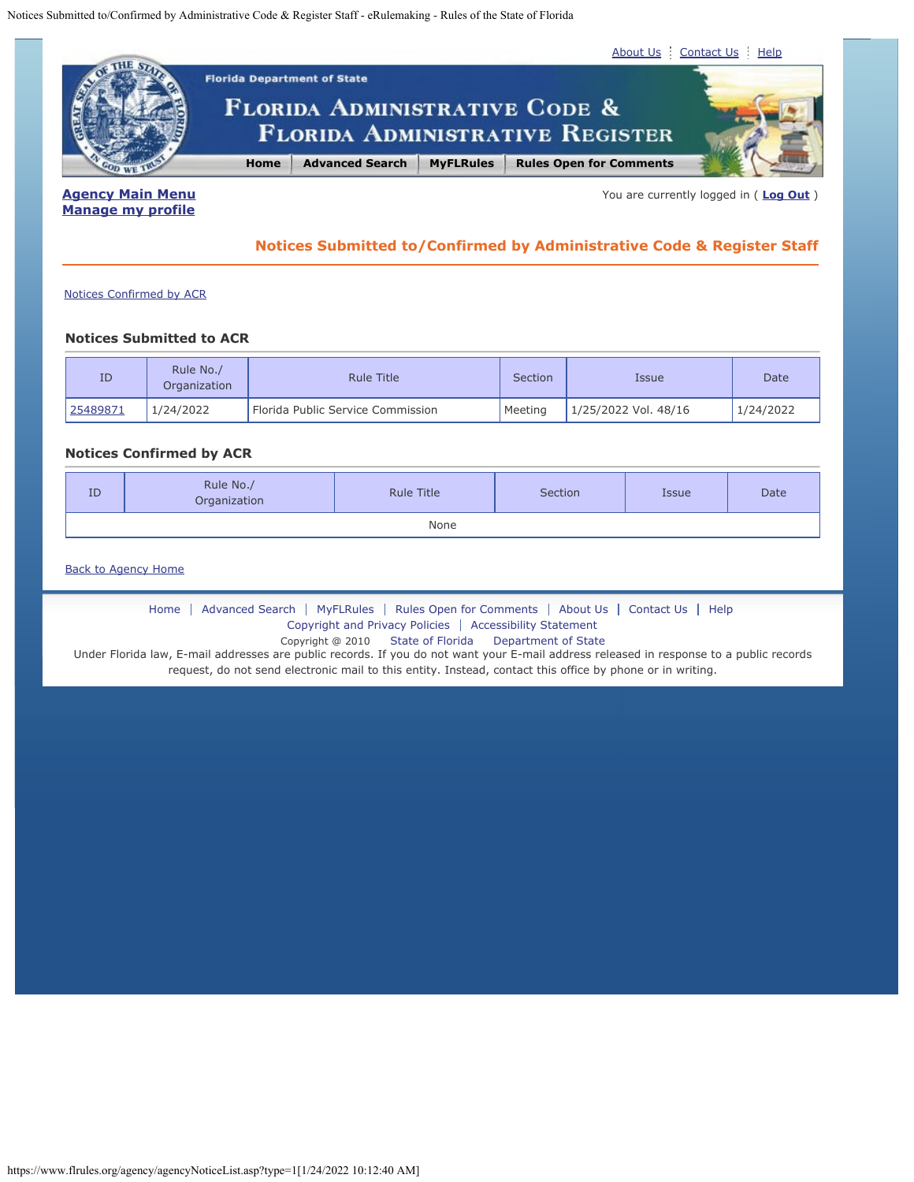About Us | Contact Us | Help

Florida Department of State

# Florida Administrative Code & Florida Administrative Register

Home | Advanced Search | MyFLRules | Rules Open for Comments

**Agency Main Menu**
**Manage my profile**

You are currently logged in ( **Log Out** )

## Notices Submitted to/Confirmed by Administrative Code & Register Staff

Notices Confirmed by ACR

### Notices Submitted to ACR

| ID | Rule No./ Organization | Rule Title | Section | Issue | Date |
|---|---|---|---|---|---|
| 25489871 | 1/24/2022 | Florida Public Service Commission | Meeting | 1/25/2022 Vol. 48/16 | 1/24/2022 |

### Notices Confirmed by ACR

| ID | Rule No./ Organization | Rule Title | Section | Issue | Date |
|---|---|---|---|---|---|
| None | | | | | |

Back to Agency Home

Home | Advanced Search | MyFLRules | Rules Open for Comments | About Us | Contact Us | Help
Copyright and Privacy Policies | Accessibility Statement
Copyright @ 2010 State of Florida Department of State
Under Florida law, E-mail addresses are public records. If you do not want your E-mail address released in response to a public records request, do not send electronic mail to this entity. Instead, contact this office by phone or in writing.